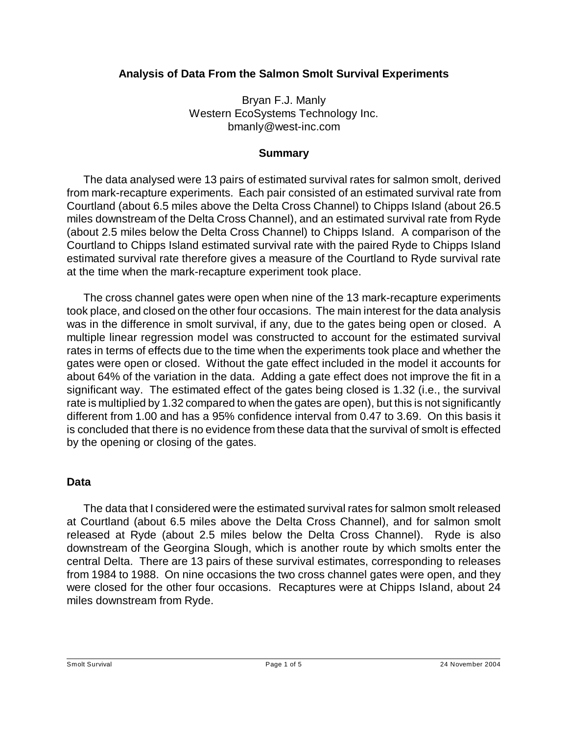## Analysis of Data From the Salmon Smolt Survival Experiments

Bryan F.J. Manly
Western EcoSystems Technology Inc.
bmanly@west-inc.com

### Summary

The data analysed were 13 pairs of estimated survival rates for salmon smolt, derived from mark-recapture experiments. Each pair consisted of an estimated survival rate from Courtland (about 6.5 miles above the Delta Cross Channel) to Chipps Island (about 26.5 miles downstream of the Delta Cross Channel), and an estimated survival rate from Ryde (about 2.5 miles below the Delta Cross Channel) to Chipps Island. A comparison of the Courtland to Chipps Island estimated survival rate with the paired Ryde to Chipps Island estimated survival rate therefore gives a measure of the Courtland to Ryde survival rate at the time when the mark-recapture experiment took place.

The cross channel gates were open when nine of the 13 mark-recapture experiments took place, and closed on the other four occasions. The main interest for the data analysis was in the difference in smolt survival, if any, due to the gates being open or closed. A multiple linear regression model was constructed to account for the estimated survival rates in terms of effects due to the time when the experiments took place and whether the gates were open or closed. Without the gate effect included in the model it accounts for about 64% of the variation in the data. Adding a gate effect does not improve the fit in a significant way. The estimated effect of the gates being closed is 1.32 (i.e., the survival rate is multiplied by 1.32 compared to when the gates are open), but this is not significantly different from 1.00 and has a 95% confidence interval from 0.47 to 3.69. On this basis it is concluded that there is no evidence from these data that the survival of smolt is effected by the opening or closing of the gates.

### Data

The data that I considered were the estimated survival rates for salmon smolt released at Courtland (about 6.5 miles above the Delta Cross Channel), and for salmon smolt released at Ryde (about 2.5 miles below the Delta Cross Channel). Ryde is also downstream of the Georgina Slough, which is another route by which smolts enter the central Delta. There are 13 pairs of these survival estimates, corresponding to releases from 1984 to 1988. On nine occasions the two cross channel gates were open, and they were closed for the other four occasions. Recaptures were at Chipps Island, about 24 miles downstream from Ryde.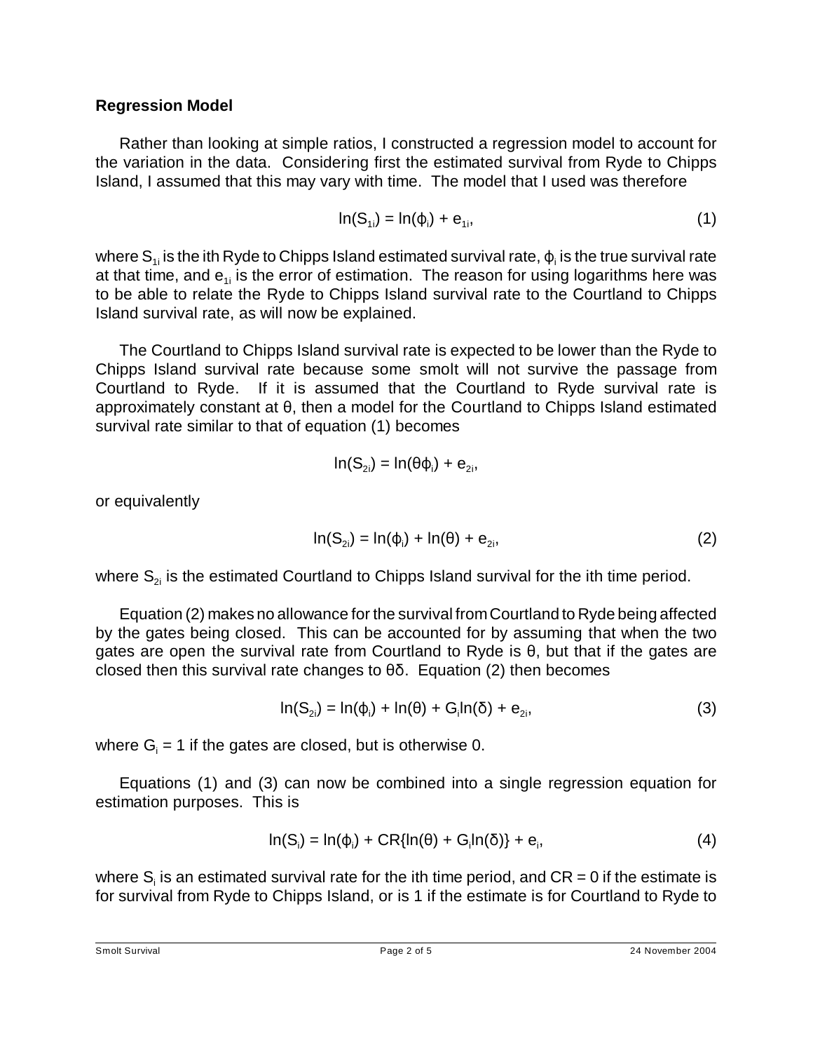### Regression Model

Rather than looking at simple ratios, I constructed a regression model to account for the variation in the data. Considering first the estimated survival from Ryde to Chipps Island, I assumed that this may vary with time. The model that I used was therefore

$$\ln(S_{1i}) = \ln(\phi_i) + e_{1i}, \tag{1}$$

where $S_{1i}$ is the ith Ryde to Chipps Island estimated survival rate, $\phi_i$ is the true survival rate at that time, and $e_{1i}$ is the error of estimation. The reason for using logarithms here was to be able to relate the Ryde to Chipps Island survival rate to the Courtland to Chipps Island survival rate, as will now be explained.

The Courtland to Chipps Island survival rate is expected to be lower than the Ryde to Chipps Island survival rate because some smolt will not survive the passage from Courtland to Ryde. If it is assumed that the Courtland to Ryde survival rate is approximately constant at $\theta$, then a model for the Courtland to Chipps Island estimated survival rate similar to that of equation (1) becomes

$$\ln(S_{2i}) = \ln(\theta\phi_i) + e_{2i},$$

or equivalently

$$\ln(S_{2i}) = \ln(\phi_i) + \ln(\theta) + e_{2i}, \tag{2}$$

where $S_{2i}$ is the estimated Courtland to Chipps Island survival for the ith time period.

Equation (2) makes no allowance for the survival from Courtland to Ryde being affected by the gates being closed. This can be accounted for by assuming that when the two gates are open the survival rate from Courtland to Ryde is $\theta$, but that if the gates are closed then this survival rate changes to $\theta\delta$. Equation (2) then becomes

$$\ln(S_{2i}) = \ln(\phi_i) + \ln(\theta) + G_i\ln(\delta) + e_{2i}, \tag{3}$$

where $G_i = 1$ if the gates are closed, but is otherwise 0.

Equations (1) and (3) can now be combined into a single regression equation for estimation purposes. This is

$$\ln(S_i) = \ln(\phi_i) + CR\{\ln(\theta) + G_i\ln(\delta)\} + e_i, \tag{4}$$

where $S_i$ is an estimated survival rate for the ith time period, and $CR = 0$ if the estimate is for survival from Ryde to Chipps Island, or is 1 if the estimate is for Courtland to Ryde to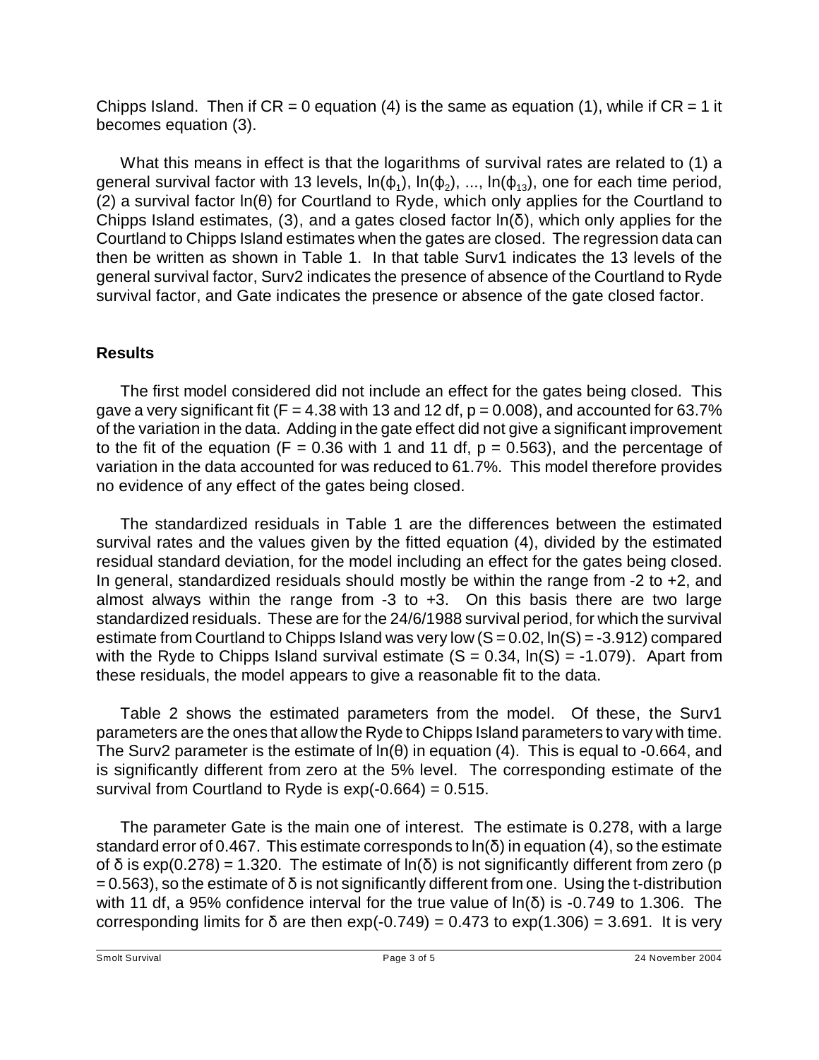Chipps Island. Then if CR = 0 equation (4) is the same as equation (1), while if CR = 1 it becomes equation (3).

What this means in effect is that the logarithms of survival rates are related to (1) a general survival factor with 13 levels, $\ln(\phi_1)$, $\ln(\phi_2)$, ..., $\ln(\phi_{13})$, one for each time period, (2) a survival factor $\ln(\theta)$ for Courtland to Ryde, which only applies for the Courtland to Chipps Island estimates, (3), and a gates closed factor $\ln(\delta)$, which only applies for the Courtland to Chipps Island estimates when the gates are closed. The regression data can then be written as shown in Table 1. In that table Surv1 indicates the 13 levels of the general survival factor, Surv2 indicates the presence of absence of the Courtland to Ryde survival factor, and Gate indicates the presence or absence of the gate closed factor.

## Results

The first model considered did not include an effect for the gates being closed. This gave a very significant fit ($F = 4.38$ with 13 and 12 df, $p = 0.008$), and accounted for 63.7% of the variation in the data. Adding in the gate effect did not give a significant improvement to the fit of the equation ($F = 0.36$ with 1 and 11 df, $p = 0.563$), and the percentage of variation in the data accounted for was reduced to 61.7%. This model therefore provides no evidence of any effect of the gates being closed.

The standardized residuals in Table 1 are the differences between the estimated survival rates and the values given by the fitted equation (4), divided by the estimated residual standard deviation, for the model including an effect for the gates being closed. In general, standardized residuals should mostly be within the range from -2 to +2, and almost always within the range from -3 to +3. On this basis there are two large standardized residuals. These are for the 24/6/1988 survival period, for which the survival estimate from Courtland to Chipps Island was very low ($S = 0.02$, $\ln(S) = -3.912$) compared with the Ryde to Chipps Island survival estimate ($S = 0.34$, $\ln(S) = -1.079$). Apart from these residuals, the model appears to give a reasonable fit to the data.

Table 2 shows the estimated parameters from the model. Of these, the Surv1 parameters are the ones that allow the Ryde to Chipps Island parameters to vary with time. The Surv2 parameter is the estimate of $\ln(\theta)$ in equation (4). This is equal to -0.664, and is significantly different from zero at the 5% level. The corresponding estimate of the survival from Courtland to Ryde is $\exp(-0.664) = 0.515$.

The parameter Gate is the main one of interest. The estimate is 0.278, with a large standard error of 0.467. This estimate corresponds to $\ln(\delta)$ in equation (4), so the estimate of $\delta$ is $\exp(0.278) = 1.320$. The estimate of $\ln(\delta)$ is not significantly different from zero ($p = 0.563$), so the estimate of $\delta$ is not significantly different from one. Using the t-distribution with 11 df, a 95% confidence interval for the true value of $\ln(\delta)$ is -0.749 to 1.306. The corresponding limits for $\delta$ are then $\exp(-0.749) = 0.473$ to $\exp(1.306) = 3.691$. It is very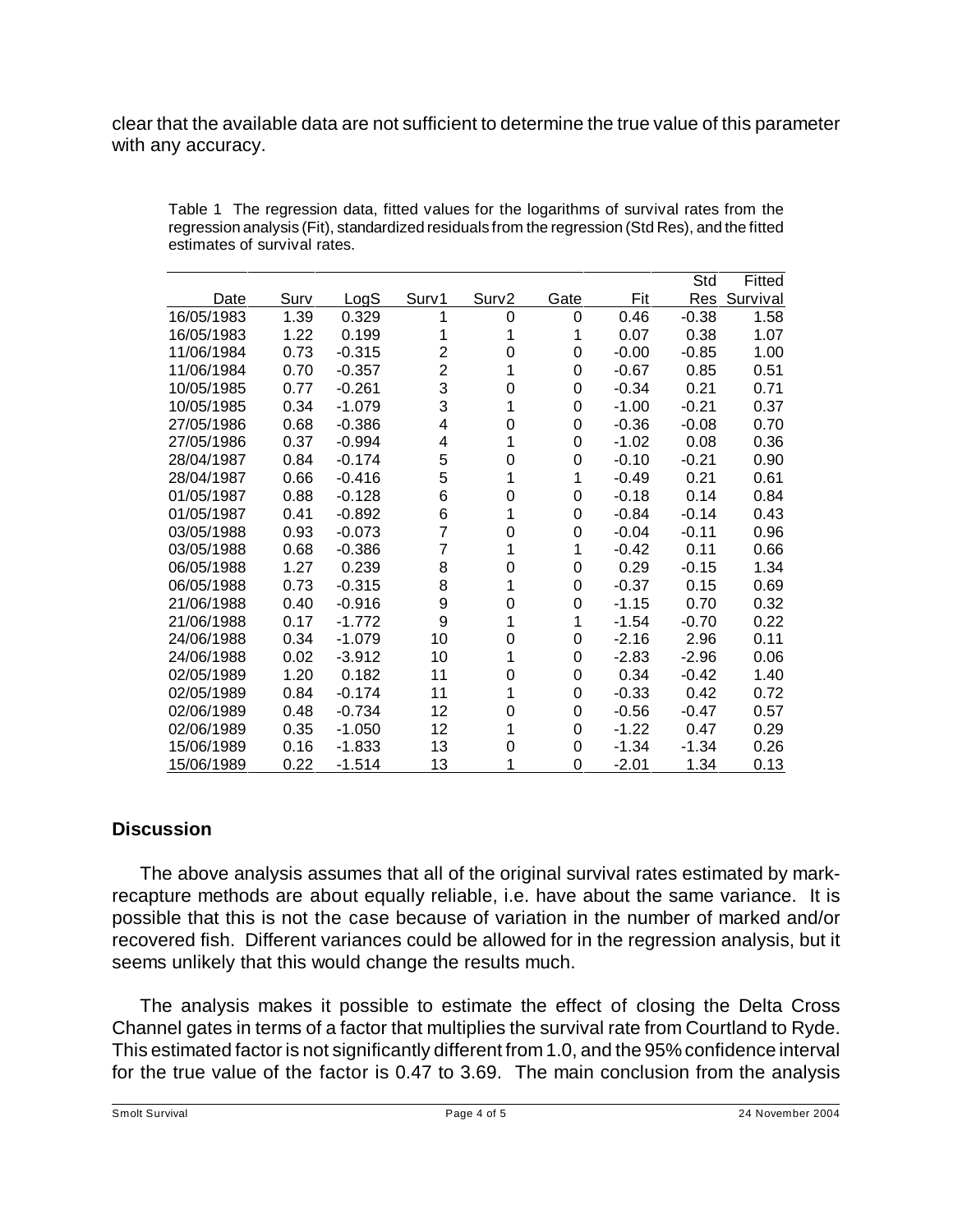clear that the available data are not sufficient to determine the true value of this parameter with any accuracy.

Table 1 The regression data, fitted values for the logarithms of survival rates from the regression analysis (Fit), standardized residuals from the regression (Std Res), and the fitted estimates of survival rates.

| Date | Surv | LogS | Surv1 | Surv2 | Gate | Fit | Std Res | Fitted Survival |
|---|---|---|---|---|---|---|---|---|
| 16/05/1983 | 1.39 | 0.329 | 1 | 0 | 0 | 0.46 | -0.38 | 1.58 |
| 16/05/1983 | 1.22 | 0.199 | 1 | 1 | 1 | 0.07 | 0.38 | 1.07 |
| 11/06/1984 | 0.73 | -0.315 | 2 | 0 | 0 | -0.00 | -0.85 | 1.00 |
| 11/06/1984 | 0.70 | -0.357 | 2 | 1 | 0 | -0.67 | 0.85 | 0.51 |
| 10/05/1985 | 0.77 | -0.261 | 3 | 0 | 0 | -0.34 | 0.21 | 0.71 |
| 10/05/1985 | 0.34 | -1.079 | 3 | 1 | 0 | -1.00 | -0.21 | 0.37 |
| 27/05/1986 | 0.68 | -0.386 | 4 | 0 | 0 | -0.36 | -0.08 | 0.70 |
| 27/05/1986 | 0.37 | -0.994 | 4 | 1 | 0 | -1.02 | 0.08 | 0.36 |
| 28/04/1987 | 0.84 | -0.174 | 5 | 0 | 0 | -0.10 | -0.21 | 0.90 |
| 28/04/1987 | 0.66 | -0.416 | 5 | 1 | 1 | -0.49 | 0.21 | 0.61 |
| 01/05/1987 | 0.88 | -0.128 | 6 | 0 | 0 | -0.18 | 0.14 | 0.84 |
| 01/05/1987 | 0.41 | -0.892 | 6 | 1 | 0 | -0.84 | -0.14 | 0.43 |
| 03/05/1988 | 0.93 | -0.073 | 7 | 0 | 0 | -0.04 | -0.11 | 0.96 |
| 03/05/1988 | 0.68 | -0.386 | 7 | 1 | 1 | -0.42 | 0.11 | 0.66 |
| 06/05/1988 | 1.27 | 0.239 | 8 | 0 | 0 | 0.29 | -0.15 | 1.34 |
| 06/05/1988 | 0.73 | -0.315 | 8 | 1 | 0 | -0.37 | 0.15 | 0.69 |
| 21/06/1988 | 0.40 | -0.916 | 9 | 0 | 0 | -1.15 | 0.70 | 0.32 |
| 21/06/1988 | 0.17 | -1.772 | 9 | 1 | 1 | -1.54 | -0.70 | 0.22 |
| 24/06/1988 | 0.34 | -1.079 | 10 | 0 | 0 | -2.16 | 2.96 | 0.11 |
| 24/06/1988 | 0.02 | -3.912 | 10 | 1 | 0 | -2.83 | -2.96 | 0.06 |
| 02/05/1989 | 1.20 | 0.182 | 11 | 0 | 0 | 0.34 | -0.42 | 1.40 |
| 02/05/1989 | 0.84 | -0.174 | 11 | 1 | 0 | -0.33 | 0.42 | 0.72 |
| 02/06/1989 | 0.48 | -0.734 | 12 | 0 | 0 | -0.56 | -0.47 | 0.57 |
| 02/06/1989 | 0.35 | -1.050 | 12 | 1 | 0 | -1.22 | 0.47 | 0.29 |
| 15/06/1989 | 0.16 | -1.833 | 13 | 0 | 0 | -1.34 | -1.34 | 0.26 |
| 15/06/1989 | 0.22 | -1.514 | 13 | 1 | 0 | -2.01 | 1.34 | 0.13 |

## Discussion

The above analysis assumes that all of the original survival rates estimated by mark-recapture methods are about equally reliable, i.e. have about the same variance. It is possible that this is not the case because of variation in the number of marked and/or recovered fish. Different variances could be allowed for in the regression analysis, but it seems unlikely that this would change the results much.

The analysis makes it possible to estimate the effect of closing the Delta Cross Channel gates in terms of a factor that multiplies the survival rate from Courtland to Ryde. This estimated factor is not significantly different from 1.0, and the 95% confidence interval for the true value of the factor is 0.47 to 3.69. The main conclusion from the analysis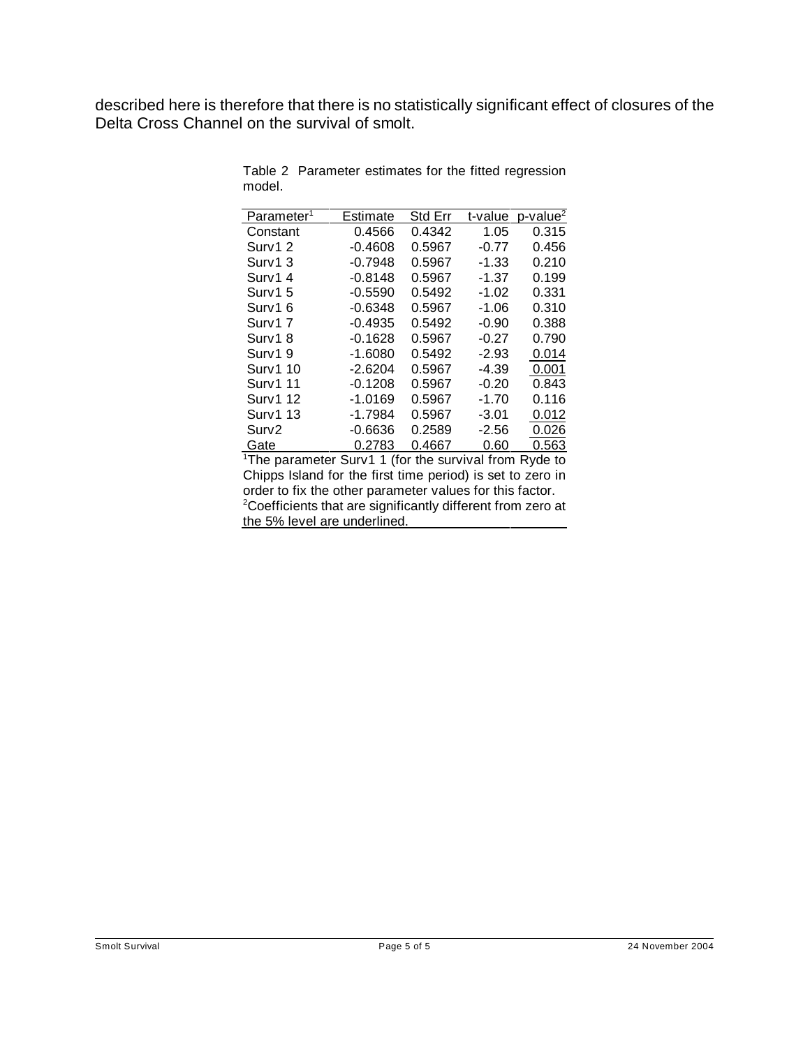described here is therefore that there is no statistically significant effect of closures of the Delta Cross Channel on the survival of smolt.

Table 2 Parameter estimates for the fitted regression model.

| Parameter[1] | Estimate | Std Err | t-value | p-value[2] |
|---|---|---|---|---|
| Constant | 0.4566 | 0.4342 | 1.05 | 0.315 |
| Surv1 2 | -0.4608 | 0.5967 | -0.77 | 0.456 |
| Surv1 3 | -0.7948 | 0.5967 | -1.33 | 0.210 |
| Surv1 4 | -0.8148 | 0.5967 | -1.37 | 0.199 |
| Surv1 5 | -0.5590 | 0.5492 | -1.02 | 0.331 |
| Surv1 6 | -0.6348 | 0.5967 | -1.06 | 0.310 |
| Surv1 7 | -0.4935 | 0.5492 | -0.90 | 0.388 |
| Surv1 8 | -0.1628 | 0.5967 | -0.27 | 0.790 |
| Surv1 9 | -1.6080 | 0.5492 | -2.93 | <u>0.014</u> |
| Surv1 10 | -2.6204 | 0.5967 | -4.39 | <u>0.001</u> |
| Surv1 11 | -0.1208 | 0.5967 | -0.20 | 0.843 |
| Surv1 12 | -1.0169 | 0.5967 | -1.70 | 0.116 |
| Surv1 13 | -1.7984 | 0.5967 | -3.01 | <u>0.012</u> |
| Surv2 | -0.6636 | 0.2589 | -2.56 | <u>0.026</u> |
| Gate | 0.2783 | 0.4667 | 0.60 | 0.563 |

[1]The parameter Surv1 1 (for the survival from Ryde to Chipps Island for the first time period) is set to zero in order to fix the other parameter values for this factor.
[2]Coefficients that are significantly different from zero at the 5% level are underlined.